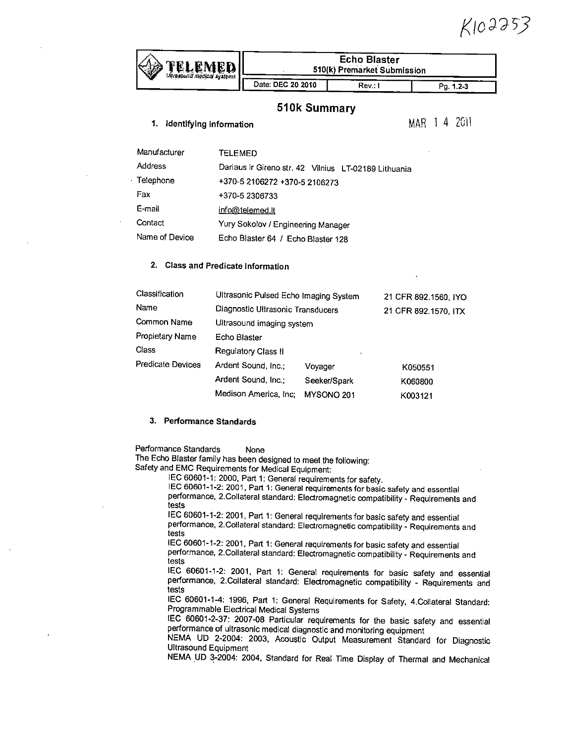K102253

| TELEMED Ultrasound medical systems | Echo Blaster 510(k) Premarket Submission | | |
|---|---|---|---|
| | Date: DEC 20 2010 | Rev.: I | Pg. 1.2-3 |

# 510k Summary

MAR 14 2011

## 1. Identifying information

| | |
|---|---|
| Manufacturer | TELEMED |
| Address | Dariaus ir Gireno str. 42 Vilnius LT-02189 Lithuania |
| Telephone | +370-5 2106272 +370-5 2106273 |
| Fax | +370-5 2306733 |
| E-mail | info@telemed.lt |
| Contact | Yury Sokolov / Engineering Manager |
| Name of Device | Echo Blaster 64 / Echo Blaster 128 |

## 2. Class and Predicate Information

| | | | |
|---|---|---|---|
| Classification | Ultrasonic Pulsed Echo Imaging System | | 21 CFR 892.1560, IYO |
| Name | Diagnostic Ultrasonic Transducers | | 21 CFR 892.1570, ITX |
| Common Name | Ultrasound imaging system | | |
| Propietary Name | Echo Blaster | | |
| Class | Regulatory Class II | | |
| Predicate Devices | Ardent Sound, Inc.; | Voyager | K050551 |
| | Ardent Sound, Inc.; | Seeker/Spark | K060800 |
| | Medison America, Inc; | MYSONO 201 | K003121 |

## 3. Performance Standards

Performance Standards None

The Echo Blaster family has been designed to meet the following:

Safety and EMC Requirements for Medical Equipment:

IEC 60601-1: 2000, Part 1: General requirements for safety.

IEC 60601-1-2: 2001, Part 1: General requirements for basic safety and essential performance, 2.Collateral standard: Electromagnetic compatibility - Requirements and tests

IEC 60601-1-2: 2001, Part 1: General requirements for basic safety and essential performance, 2.Collateral standard: Electromagnetic compatibility - Requirements and tests

IEC 60601-1-2: 2001, Part 1: General requirements for basic safety and essential performance, 2.Collateral standard: Electromagnetic compatibility - Requirements and tests

IEC 60601-1-2: 2001, Part 1: General requirements for basic safety and essential performance, 2.Collateral standard: Electromagnetic compatibility - Requirements and tests

IEC 60601-1-4: 1996, Part 1: General Requirements for Safety, 4.Collateral Standard: Programmable Electrical Medical Systems

IEC 60601-2-37: 2007-08 Particular requirements for the basic safety and essential performance of ultrasonic medical diagnostic and monitoring equipment

NEMA UD 2-2004: 2003, Acoustic Output Measurement Standard for Diagnostic Ultrasound Equipment

NEMA UD 3-2004: 2004, Standard for Real Time Display of Thermal and Mechanical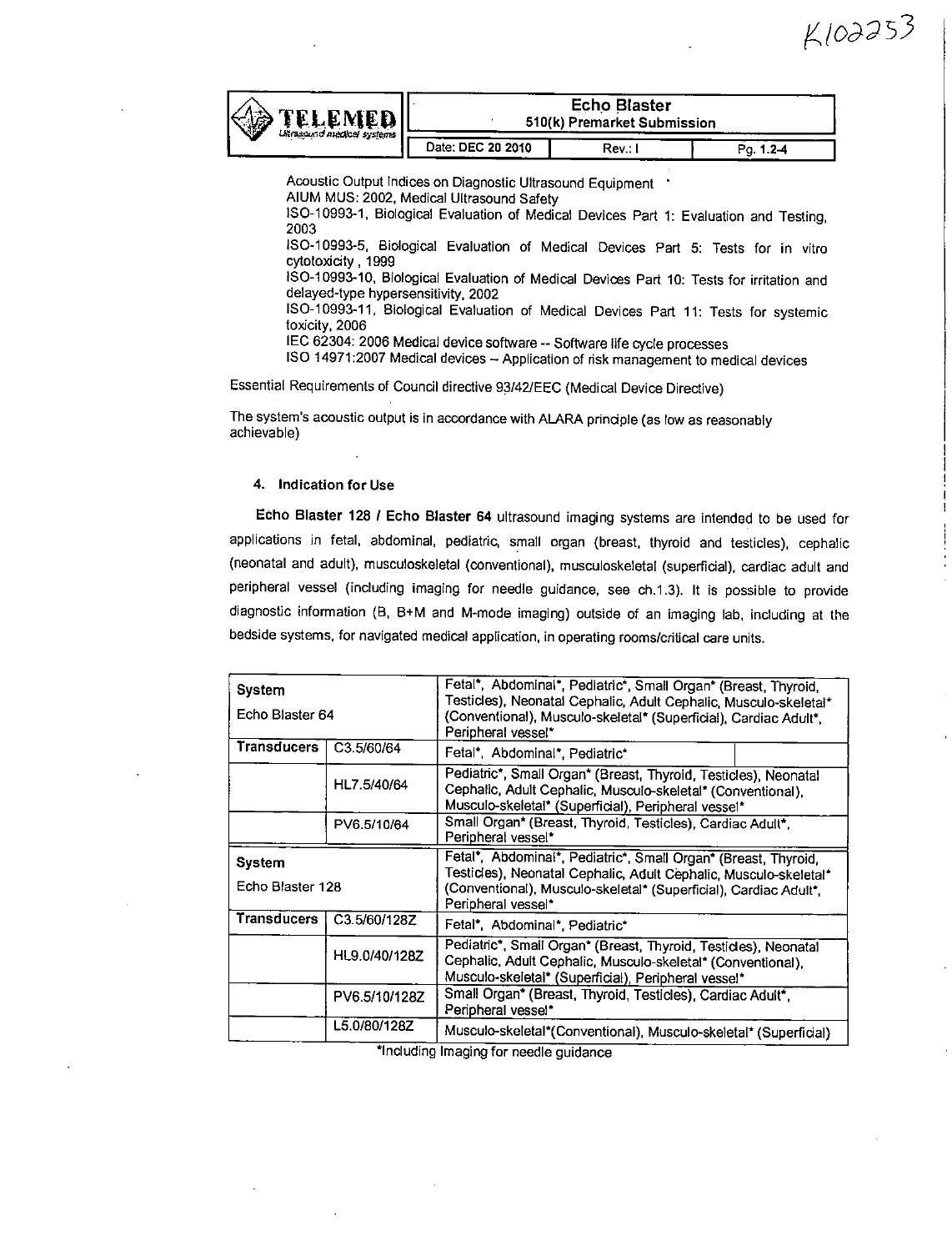Acoustic Output Indices on Diagnostic Ultrasound Equipment
AIUM MUS: 2002, Medical Ultrasound Safety
ISO-10993-1, Biological Evaluation of Medical Devices Part 1: Evaluation and Testing, 2003
ISO-10993-5, Biological Evaluation of Medical Devices Part 5: Tests for in vitro cytotoxicity, 1999
ISO-10993-10, Biological Evaluation of Medical Devices Part 10: Tests for irritation and delayed-type hypersensitivity, 2002
ISO-10993-11, Biological Evaluation of Medical Devices Part 11: Tests for systemic toxicity, 2006
IEC 62304: 2006 Medical device software -- Software life cycle processes
ISO 14971:2007 Medical devices – Application of risk management to medical devices

Essential Requirements of Council directive 93/42/EEC (Medical Device Directive)

The system's acoustic output is in accordance with ALARA principle (as low as reasonably achievable)

#### 4. Indication for Use

**Echo Blaster 128 / Echo Blaster 64** ultrasound imaging systems are intended to be used for applications in fetal, abdominal, pediatric, small organ (breast, thyroid and testicles), cephalic (neonatal and adult), musculoskeletal (conventional), musculoskeletal (superficial), cardiac adult and peripheral vessel (including imaging for needle guidance, see ch.1.3). It is possible to provide diagnostic information (B, B+M and M-mode imaging) outside of an imaging lab, including at the bedside systems, for navigated medical application, in operating rooms/critical care units.

| System<br>Echo Blaster 64 | | Fetal*, Abdominal*, Pediatric*, Small Organ* (Breast, Thyroid, Testicles), Neonatal Cephalic, Adult Cephalic, Musculo-skeletal* (Conventional), Musculo-skeletal* (Superficial), Cardiac Adult*, Peripheral vessel* |
|---|---|---|
| **Transducers** | C3.5/60/64 | Fetal*, Abdominal*, Pediatric* |
| | HL7.5/40/64 | Pediatric*, Small Organ* (Breast, Thyroid, Testicles), Neonatal Cephalic, Adult Cephalic, Musculo-skeletal* (Conventional), Musculo-skeletal* (Superficial), Peripheral vessel* |
| | PV6.5/10/64 | Small Organ* (Breast, Thyroid, Testicles), Cardiac Adult*, Peripheral vessel* |
| **System**<br>Echo Blaster 128 | | Fetal*, Abdominal*, Pediatric*, Small Organ* (Breast, Thyroid, Testicles), Neonatal Cephalic, Adult Cephalic, Musculo-skeletal* (Conventional), Musculo-skeletal* (Superficial), Cardiac Adult*, Peripheral vessel* |
| **Transducers** | C3.5/60/128Z | Fetal*, Abdominal*, Pediatric* |
| | HL9.0/40/128Z | Pediatric*, Small Organ* (Breast, Thyroid, Testicles), Neonatal Cephalic, Adult Cephalic, Musculo-skeletal* (Conventional), Musculo-skeletal* (Superficial), Peripheral vessel* |
| | PV6.5/10/128Z | Small Organ* (Breast, Thyroid, Testicles), Cardiac Adult*, Peripheral vessel* |
| | L5.0/80/128Z | Musculo-skeletal*(Conventional), Musculo-skeletal* (Superficial) |

*Including Imaging for needle guidance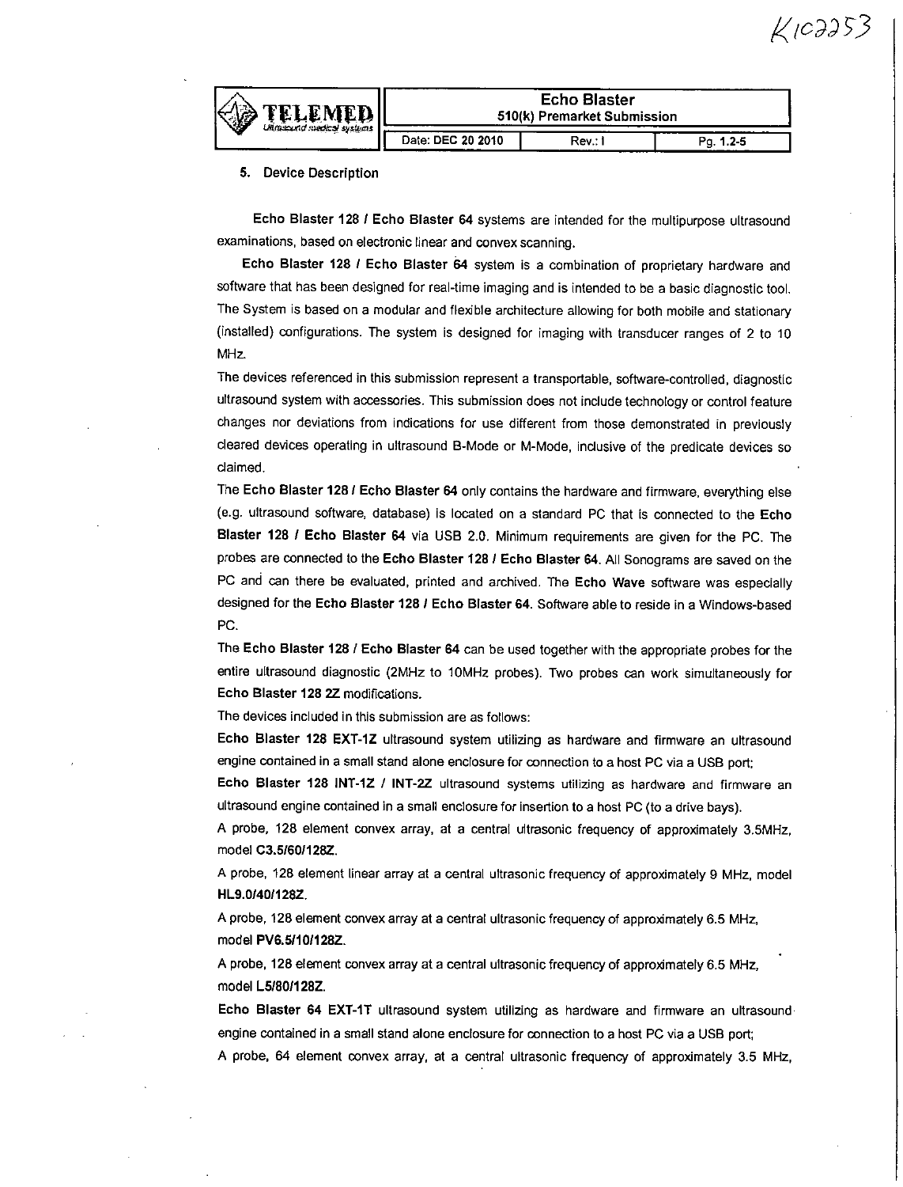K102253

## 5. Device Description

**Echo Blaster 128 / Echo Blaster 64** systems are intended for the multipurpose ultrasound examinations, based on electronic linear and convex scanning.

**Echo Blaster 128 / Echo Blaster 64** system is a combination of proprietary hardware and software that has been designed for real-time imaging and is intended to be a basic diagnostic tool. The System is based on a modular and flexible architecture allowing for both mobile and stationary (installed) configurations. The system is designed for imaging with transducer ranges of 2 to 10 MHz.

The devices referenced in this submission represent a transportable, software-controlled, diagnostic ultrasound system with accessories. This submission does not include technology or control feature changes nor deviations from indications for use different from those demonstrated in previously cleared devices operating in ultrasound B-Mode or M-Mode, inclusive of the predicate devices so claimed.

The **Echo Blaster 128 / Echo Blaster 64** only contains the hardware and firmware, everything else (e.g. ultrasound software, database) is located on a standard PC that is connected to the **Echo Blaster 128 / Echo Blaster 64** via USB 2.0. Minimum requirements are given for the PC. The probes are connected to the **Echo Blaster 128 / Echo Blaster 64**. All Sonograms are saved on the PC and can there be evaluated, printed and archived. The **Echo Wave** software was especially designed for the **Echo Blaster 128 / Echo Blaster 64**. Software able to reside in a Windows-based PC.

The **Echo Blaster 128 / Echo Blaster 64** can be used together with the appropriate probes for the entire ultrasound diagnostic (2MHz to 10MHz probes). Two probes can work simultaneously for **Echo Blaster 128 2Z** modifications.

The devices included in this submission are as follows:

**Echo Blaster 128 EXT-1Z** ultrasound system utilizing as hardware and firmware an ultrasound engine contained in a small stand alone enclosure for connection to a host PC via a USB port;

**Echo Blaster 128 INT-1Z / INT-2Z** ultrasound systems utilizing as hardware and firmware an ultrasound engine contained in a small enclosure for insertion to a host PC (to a drive bays).

A probe, 128 element convex array, at a central ultrasonic frequency of approximately 3.5MHz, model **C3.5/60/128Z**.

A probe, 128 element linear array at a central ultrasonic frequency of approximately 9 MHz, model **HL9.0/40/128Z**.

A probe, 128 element convex array at a central ultrasonic frequency of approximately 6.5 MHz, model **PV6.5/10/128Z**.

A probe, 128 element convex array at a central ultrasonic frequency of approximately 6.5 MHz, model **L5/80/128Z**.

**Echo Blaster 64 EXT-1T** ultrasound system utilizing as hardware and firmware an ultrasound engine contained in a small stand alone enclosure for connection to a host PC via a USB port;

A probe, 64 element convex array, at a central ultrasonic frequency of approximately 3.5 MHz,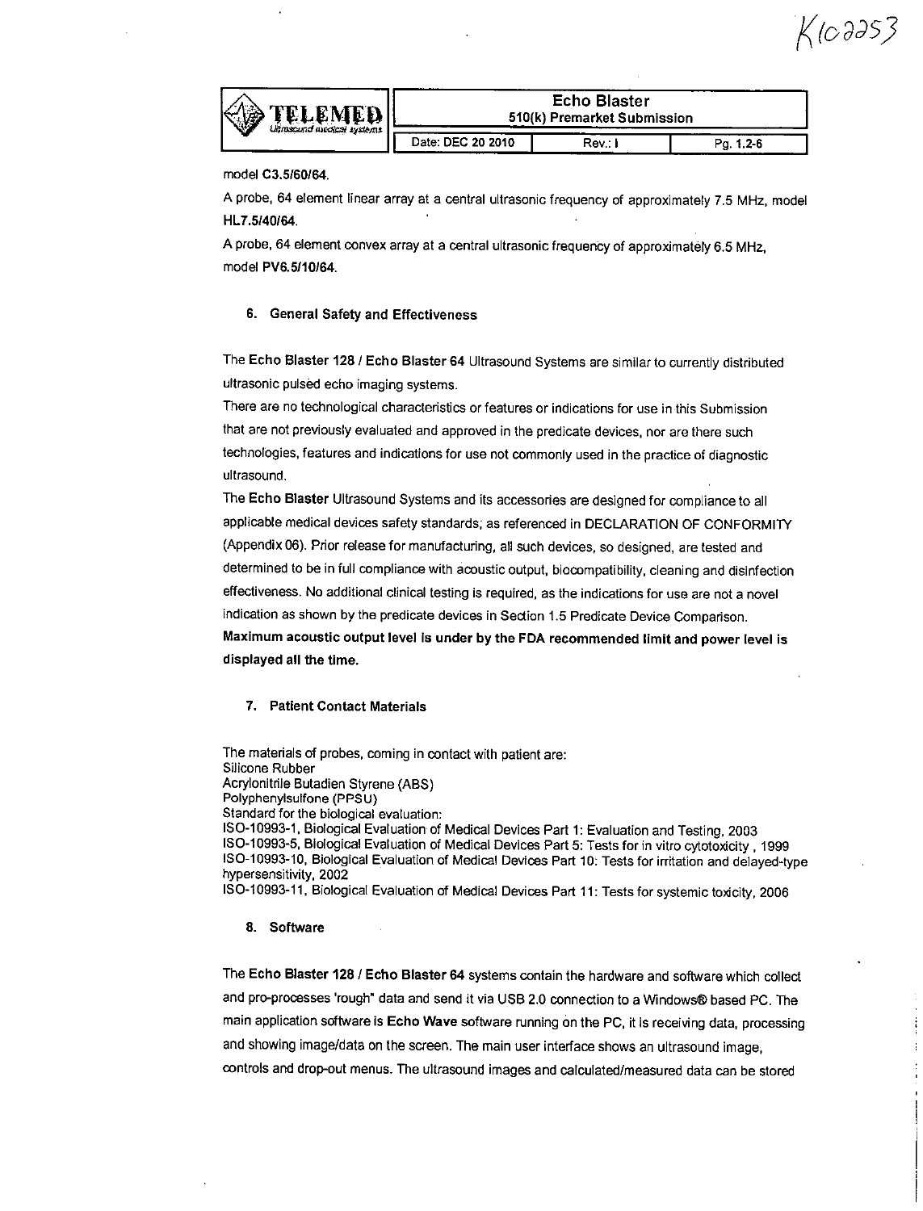model **C3.5/60/64**.

A probe, 64 element linear array at a central ultrasonic frequency of approximately 7.5 MHz, model **HL7.5/40/64**.

A probe, 64 element convex array at a central ultrasonic frequency of approximately 6.5 MHz, model **PV6.5/10/64**.

### 6. General Safety and Effectiveness

The **Echo Blaster 128 / Echo Blaster 64** Ultrasound Systems are similar to currently distributed ultrasonic pulsed echo imaging systems.

There are no technological characteristics or features or indications for use in this Submission that are not previously evaluated and approved in the predicate devices, nor are there such technologies, features and indications for use not commonly used in the practice of diagnostic ultrasound.

The **Echo Blaster** Ultrasound Systems and its accessories are designed for compliance to all applicable medical devices safety standards, as referenced in DECLARATION OF CONFORMITY (Appendix 06). Prior release for manufacturing, all such devices, so designed, are tested and determined to be in full compliance with acoustic output, biocompatibility, cleaning and disinfection effectiveness. No additional clinical testing is required, as the indications for use are not a novel indication as shown by the predicate devices in Section 1.5 Predicate Device Comparison.

**Maximum acoustic output level is under by the FDA recommended limit and power level is displayed all the time.**

### 7. Patient Contact Materials

The materials of probes, coming in contact with patient are:
Silicone Rubber
Acrylonitrile Butadien Styrene (ABS)
Polyphenylsulfone (PPSU)
Standard for the biological evaluation:
ISO-10993-1, Biological Evaluation of Medical Devices Part 1: Evaluation and Testing, 2003
ISO-10993-5, Biological Evaluation of Medical Devices Part 5: Tests for in vitro cytotoxicity , 1999
ISO-10993-10, Biological Evaluation of Medical Devices Part 10: Tests for irritation and delayed-type hypersensitivity, 2002
ISO-10993-11, Biological Evaluation of Medical Devices Part 11: Tests for systemic toxicity, 2006

### 8. Software

The **Echo Blaster 128 / Echo Blaster 64** systems contain the hardware and software which collect and pro-processes 'rough" data and send it via USB 2.0 connection to a Windows® based PC. The main application software is **Echo Wave** software running on the PC, it is receiving data, processing and showing image/data on the screen. The main user interface shows an ultrasound image, controls and drop-out menus. The ultrasound images and calculated/measured data can be stored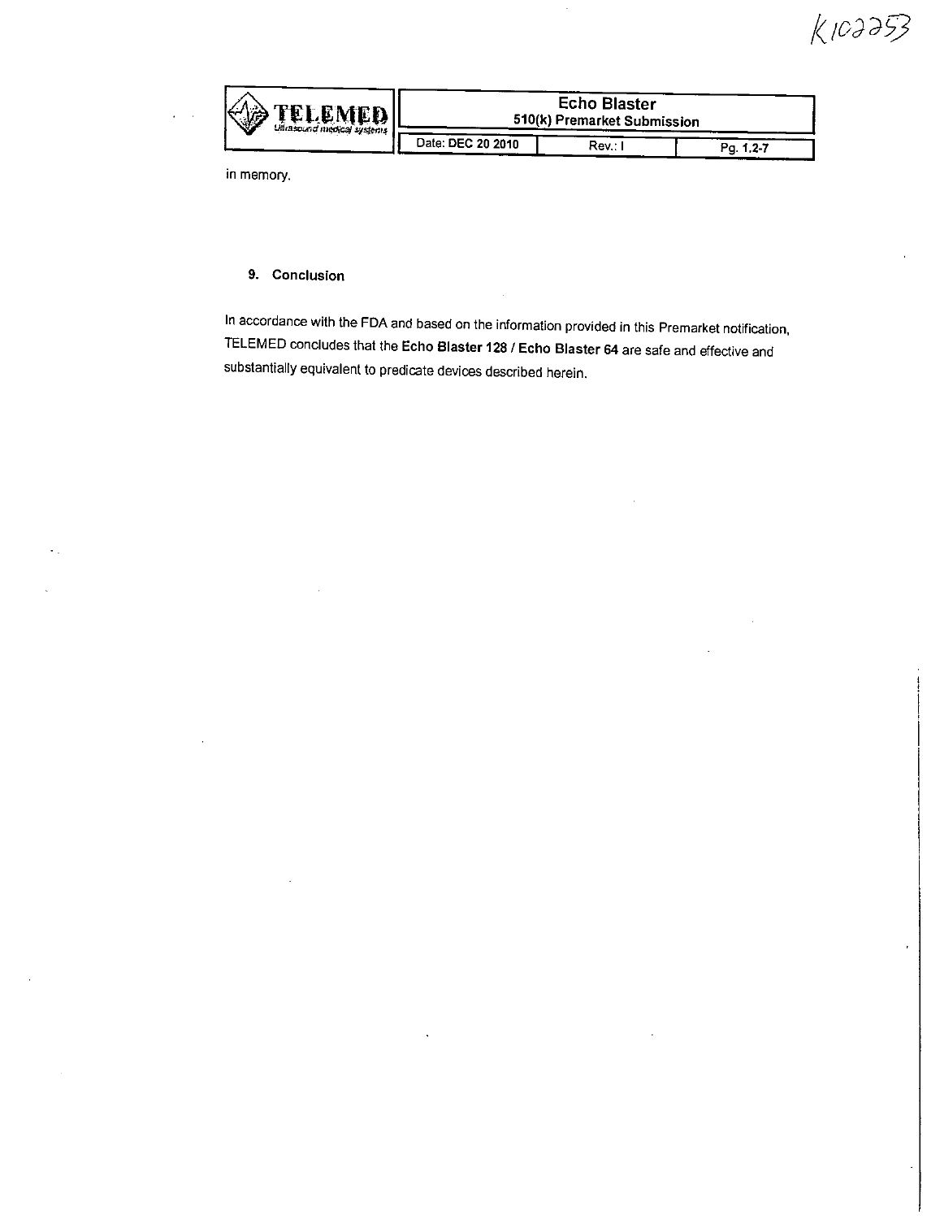in memory.

## 9. Conclusion

In accordance with the FDA and based on the information provided in this Premarket notification, TELEMED concludes that the **Echo Blaster 128 / Echo Blaster 64** are safe and effective and substantially equivalent to predicate devices described herein.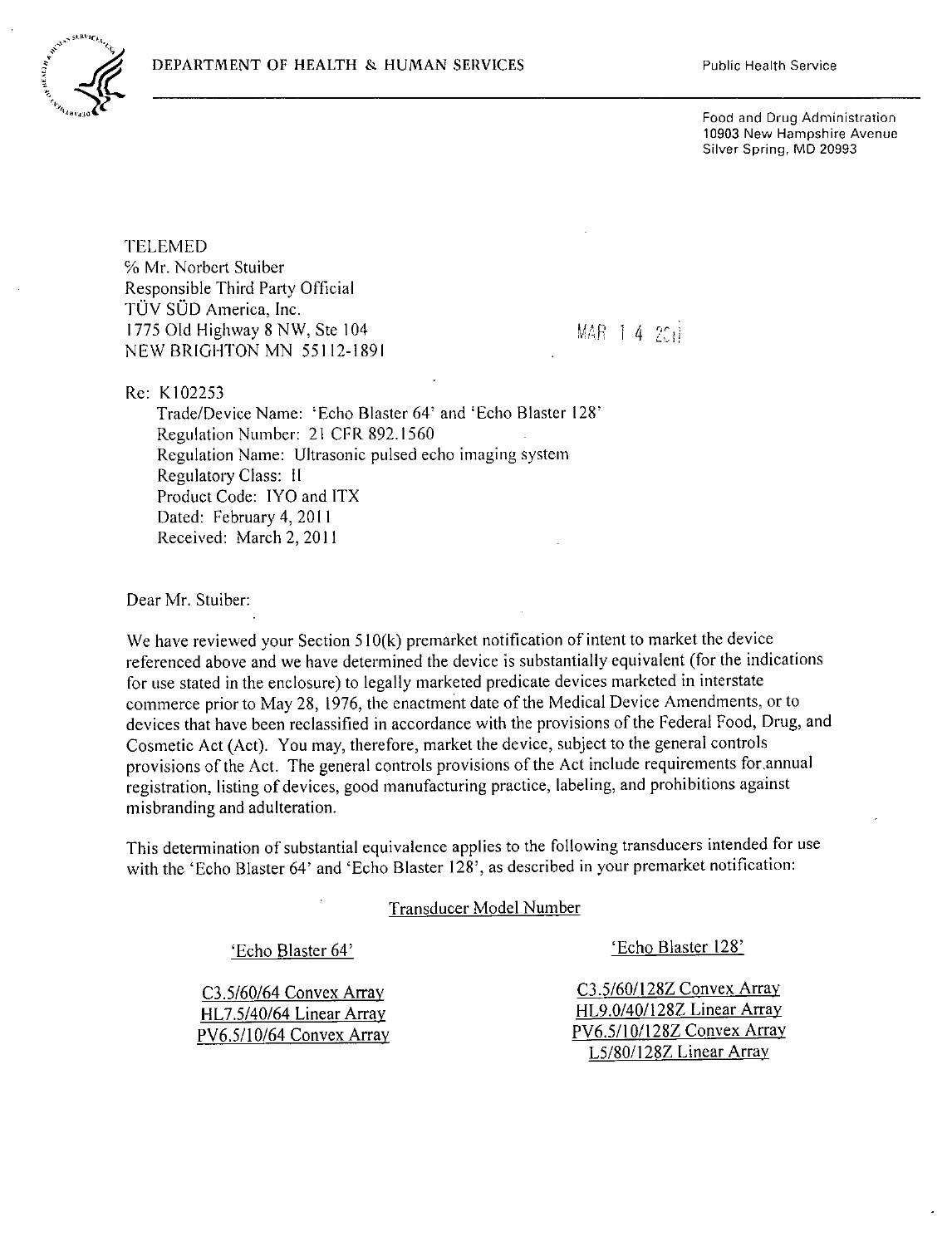DEPARTMENT OF HEALTH & HUMAN SERVICES

Public Health Service

Food and Drug Administration
10903 New Hampshire Avenue
Silver Spring, MD 20993

TELEMED
% Mr. Norbert Stuiber
Responsible Third Party Official
TÜV SÜD America, Inc.
1775 Old Highway 8 NW, Ste 104
NEW BRIGHTON MN 55112-1891

MAR 1 4 2011

Re: K102253
Trade/Device Name: 'Echo Blaster 64' and 'Echo Blaster 128'
Regulation Number: 21 CFR 892.1560
Regulation Name: Ultrasonic pulsed echo imaging system
Regulatory Class: II
Product Code: IYO and ITX
Dated: February 4, 2011
Received: March 2, 2011

Dear Mr. Stuiber:

We have reviewed your Section 510(k) premarket notification of intent to market the device referenced above and we have determined the device is substantially equivalent (for the indications for use stated in the enclosure) to legally marketed predicate devices marketed in interstate commerce prior to May 28, 1976, the enactment date of the Medical Device Amendments, or to devices that have been reclassified in accordance with the provisions of the Federal Food, Drug, and Cosmetic Act (Act). You may, therefore, market the device, subject to the general controls provisions of the Act. The general controls provisions of the Act include requirements for annual registration, listing of devices, good manufacturing practice, labeling, and prohibitions against misbranding and adulteration.

This determination of substantial equivalence applies to the following transducers intended for use with the 'Echo Blaster 64' and 'Echo Blaster 128', as described in your premarket notification:

Transducer Model Number

| 'Echo Blaster 64' | 'Echo Blaster 128' |
|---|---|
| C3.5/60/64 Convex Array | C3.5/60/128Z Convex Array |
| HL7.5/40/64 Linear Array | HL9.0/40/128Z Linear Array |
| PV6.5/10/64 Convex Array | PV6.5/10/128Z Convex Array |
| | L5/80/128Z Linear Array |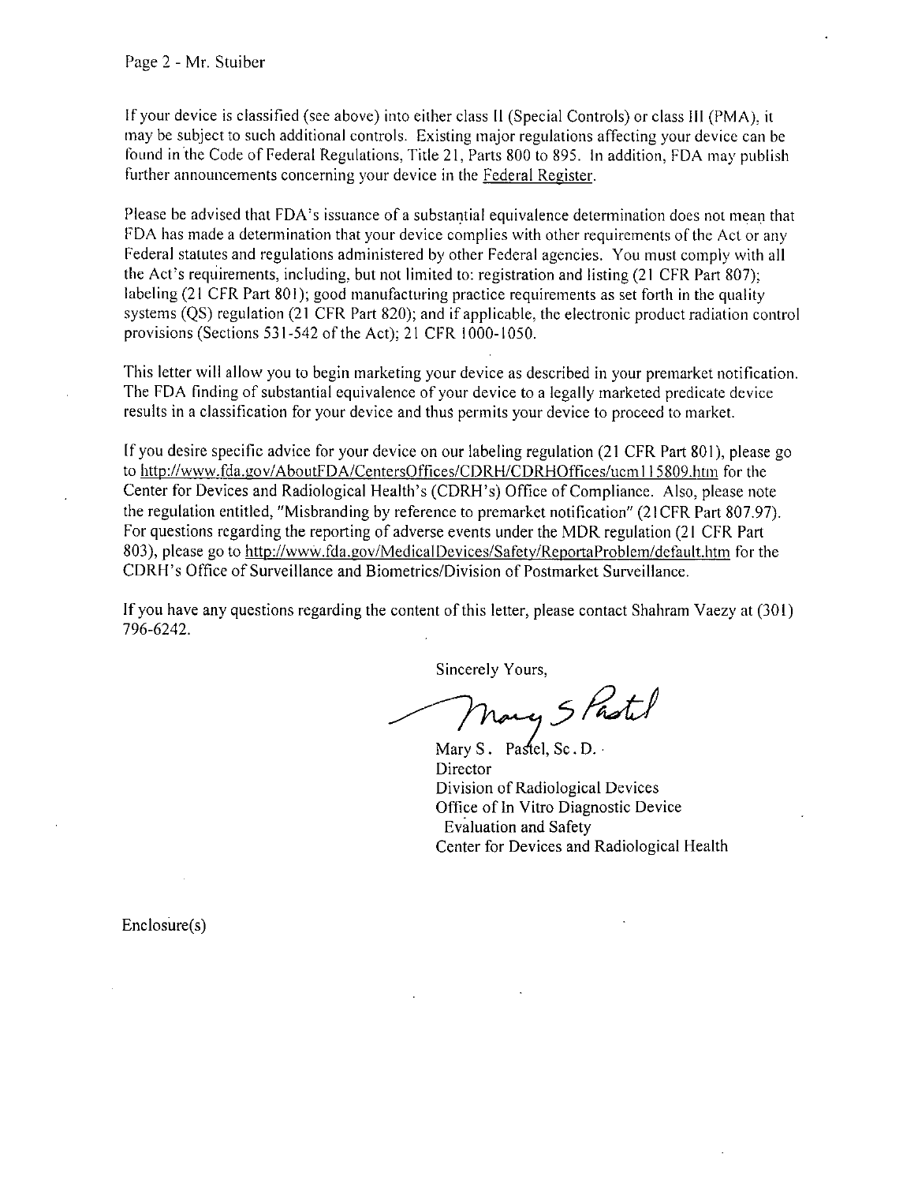If your device is classified (see above) into either class II (Special Controls) or class III (PMA), it may be subject to such additional controls. Existing major regulations affecting your device can be found in the Code of Federal Regulations, Title 21, Parts 800 to 895. In addition, FDA may publish further announcements concerning your device in the Federal Register.

Please be advised that FDA's issuance of a substantial equivalence determination does not mean that FDA has made a determination that your device complies with other requirements of the Act or any Federal statutes and regulations administered by other Federal agencies. You must comply with all the Act's requirements, including, but not limited to: registration and listing (21 CFR Part 807); labeling (21 CFR Part 801); good manufacturing practice requirements as set forth in the quality systems (QS) regulation (21 CFR Part 820); and if applicable, the electronic product radiation control provisions (Sections 531-542 of the Act); 21 CFR 1000-1050.

This letter will allow you to begin marketing your device as described in your premarket notification. The FDA finding of substantial equivalence of your device to a legally marketed predicate device results in a classification for your device and thus permits your device to proceed to market.

If you desire specific advice for your device on our labeling regulation (21 CFR Part 801), please go to http://www.fda.gov/AboutFDA/CentersOffices/CDRH/CDRHOffices/ucm115809.htm for the Center for Devices and Radiological Health's (CDRH's) Office of Compliance. Also, please note the regulation entitled, "Misbranding by reference to premarket notification" (21CFR Part 807.97). For questions regarding the reporting of adverse events under the MDR regulation (21 CFR Part 803), please go to http://www.fda.gov/MedicalDevices/Safety/ReportaProblem/default.htm for the CDRH's Office of Surveillance and Biometrics/Division of Postmarket Surveillance.

If you have any questions regarding the content of this letter, please contact Shahram Vaezy at (301) 796-6242.

Sincerely Yours,

Mary S. Pastel

Mary S. Pastel, Sc.D.
Director
Division of Radiological Devices
Office of In Vitro Diagnostic Device Evaluation and Safety
Center for Devices and Radiological Health

Enclosure(s)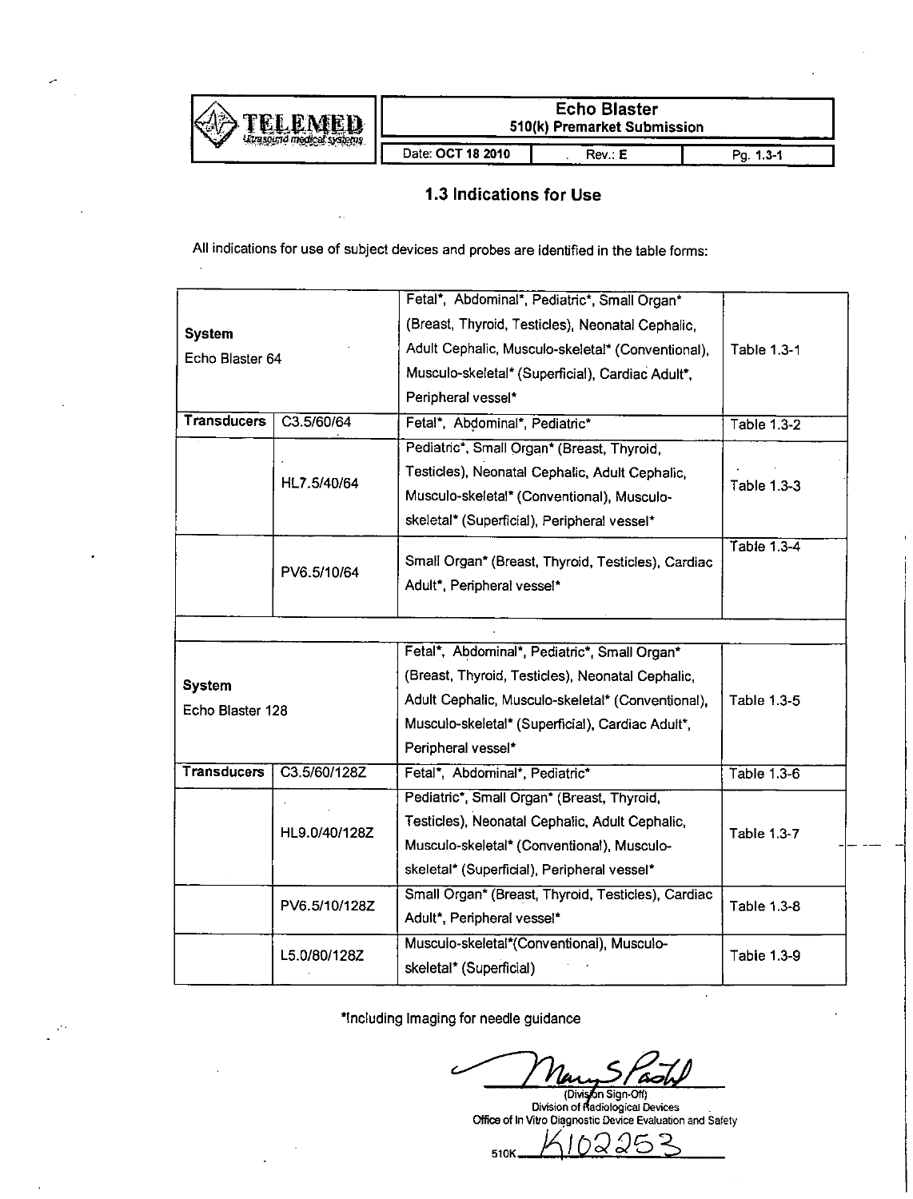# 1.3 Indications for Use

All indications for use of subject devices and probes are identified in the table forms:

| | | | |
|---|---|---|---|
| **System** Echo Blaster 64 | | Fetal*, Abdominal*, Pediatric*, Small Organ* (Breast, Thyroid, Testicles), Neonatal Cephalic, Adult Cephalic, Musculo-skeletal* (Conventional), Musculo-skeletal* (Superficial), Cardiac Adult*, Peripheral vessel* | Table 1.3-1 |
| **Transducers** | C3.5/60/64 | Fetal*, Abdominal*, Pediatric* | Table 1.3-2 |
| | HL7.5/40/64 | Pediatric*, Small Organ* (Breast, Thyroid, Testicles), Neonatal Cephalic, Adult Cephalic, Musculo-skeletal* (Conventional), Musculo-skeletal* (Superficial), Peripheral vessel* | Table 1.3-3 |
| | PV6.5/10/64 | Small Organ* (Breast, Thyroid, Testicles), Cardiac Adult*, Peripheral vessel* | Table 1.3-4 |
| | | | |
| **System** Echo Blaster 128 | | Fetal*, Abdominal*, Pediatric*, Small Organ* (Breast, Thyroid, Testicles), Neonatal Cephalic, Adult Cephalic, Musculo-skeletal* (Conventional), Musculo-skeletal* (Superficial), Cardiac Adult*, Peripheral vessel* | Table 1.3-5 |
| **Transducers** | C3.5/60/128Z | Fetal*, Abdominal*, Pediatric* | Table 1.3-6 |
| | HL9.0/40/128Z | Pediatric*, Small Organ* (Breast, Thyroid, Testicles), Neonatal Cephalic, Adult Cephalic, Musculo-skeletal* (Conventional), Musculo-skeletal* (Superficial), Peripheral vessel* | Table 1.3-7 |
| | PV6.5/10/128Z | Small Organ* (Breast, Thyroid, Testicles), Cardiac Adult*, Peripheral vessel* | Table 1.3-8 |
| | L5.0/80/128Z | Musculo-skeletal*(Conventional), Musculo-skeletal* (Superficial) | Table 1.3-9 |

*Including Imaging for needle guidance

(Division Sign-Off)
Division of Radiological Devices
Office of In Vitro Diagnostic Device Evaluation and Safety

510K K102253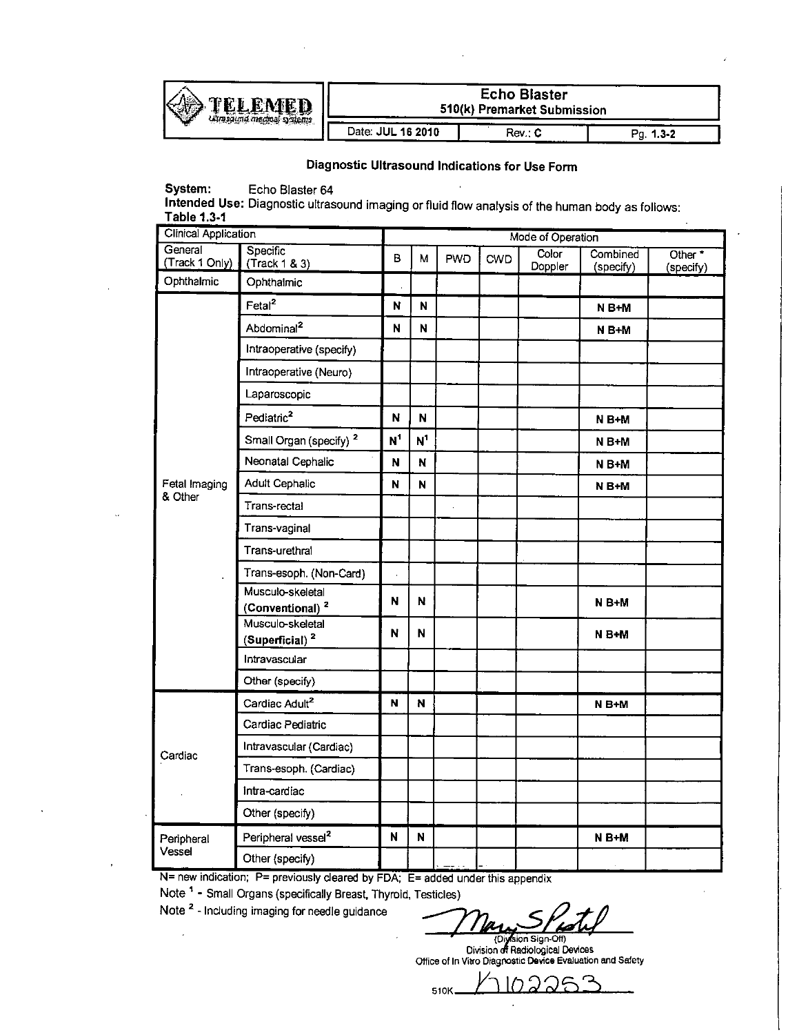TELEMED
Ultrasound medical systems

| Echo Blaster 510(k) Premarket Submission | | |
|---|---|---|
| Date: JUL 16 2010 | Rev.: C | Pg. 1.3-2 |

## Diagnostic Ultrasound Indications for Use Form

**System:** Echo Blaster 64

**Intended Use:** Diagnostic ultrasound imaging or fluid flow analysis of the human body as follows:

**Table 1.3-1**

| Clinical Application | | Mode of Operation | | | | | | |
|---|---|---|---|---|---|---|---|---|
| General (Track 1 Only) | Specific (Track 1 & 3) | B | M | PWD | CWD | Color Doppler | Combined (specify) | Other * (specify) |
| Ophthalmic | Ophthalmic | | | | | | | |
| Fetal Imaging & Other | Fetal[2] | N | N | | | | N B+M | |
| | Abdominal[2] | N | N | | | | N B+M | |
| | Intraoperative (specify) | | | | | | | |
| | Intraoperative (Neuro) | | | | | | | |
| | Laparoscopic | | | | | | | |
| | Pediatric[2] | N | N | | | | N B+M | |
| | Small Organ (specify) [2] | N[1] | N[1] | | | | N B+M | |
| | Neonatal Cephalic | N | N | | | | N B+M | |
| | Adult Cephalic | N | N | | | | N B+M | |
| | Trans-rectal | | | | | | | |
| | Trans-vaginal | | | | | | | |
| | Trans-urethral | | | | | | | |
| | Trans-esoph. (Non-Card) | | | | | | | |
| | Musculo-skeletal (**Conventional**) [2] | N | N | | | | N B+M | |
| | Musculo-skeletal (**Superficial**) [2] | N | N | | | | N B+M | |
| | Intravascular | | | | | | | |
| | Other (specify) | | | | | | | |
| Cardiac | Cardiac Adult[2] | N | N | | | | N B+M | |
| | Cardiac Pediatric | | | | | | | |
| | Intravascular (Cardiac) | | | | | | | |
| | Trans-esoph. (Cardiac) | | | | | | | |
| | Intra-cardiac | | | | | | | |
| | Other (specify) | | | | | | | |
| Peripheral Vessel | Peripheral vessel[2] | N | N | | | | N B+M | |
| | Other (specify) | | | | | | | |

N= new indication; P= previously cleared by FDA; E= added under this appendix

Note [1] - Small Organs (specifically Breast, Thyroid, Testicles)

Note [2] - Including imaging for needle guidance

(Division Sign-Off)
Division of Radiological Devices
Office of In Vitro Diagnostic Device Evaluation and Safety

510K K102253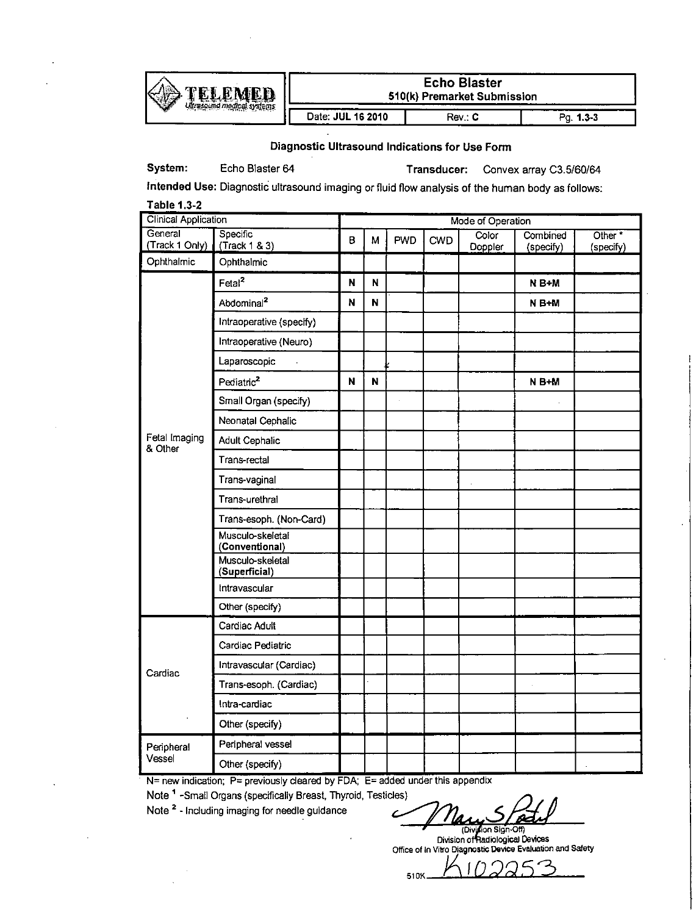| TELEMED Ultrasound medical systems | Echo Blaster 510(k) Premarket Submission | | |
|---|---|---|---|
| | Date: **JUL 16 2010** | Rev.: **C** | Pg. **1.3-3** |

## Diagnostic Ultrasound Indications for Use Form

**System:** Echo Blaster 64 **Transducer:** Convex array C3.5/60/64

**Intended Use:** Diagnostic ultrasound imaging or fluid flow analysis of the human body as follows:

**Table 1.3-2**

| Clinical Application | | Mode of Operation | | | | | | |
|---|---|---|---|---|---|---|---|---|
| General (Track 1 Only) | Specific (Track 1 & 3) | B | M | PWD | CWD | Color Doppler | Combined (specify) | Other * (specify) |
| Ophthalmic | Ophthalmic | | | | | | | |
| Fetal Imaging & Other | Fetal[2] | **N** | **N** | | | | **N B+M** | |
| | Abdominal[2] | **N** | **N** | | | | **N B+M** | |
| | Intraoperative (specify) | | | | | | | |
| | Intraoperative (Neuro) | | | | | | | |
| | Laparoscopic | | | | | | | |
| | Pediatric[2] | **N** | **N** | | | | **N B+M** | |
| | Small Organ (specify) | | | | | | | |
| | Neonatal Cephalic | | | | | | | |
| | Adult Cephalic | | | | | | | |
| | Trans-rectal | | | | | | | |
| | Trans-vaginal | | | | | | | |
| | Trans-urethral | | | | | | | |
| | Trans-esoph. (Non-Card) | | | | | | | |
| | Musculo-skeletal (**Conventional**) | | | | | | | |
| | Musculo-skeletal (**Superficial**) | | | | | | | |
| | Intravascular | | | | | | | |
| | Other (specify) | | | | | | | |
| Cardiac | Cardiac Adult | | | | | | | |
| | Cardiac Pediatric | | | | | | | |
| | Intravascular (Cardiac) | | | | | | | |
| | Trans-esoph. (Cardiac) | | | | | | | |
| | Intra-cardiac | | | | | | | |
| | Other (specify) | | | | | | | |
| Peripheral Vessel | Peripheral vessel | | | | | | | |
| | Other (specify) | | | | | | | |

N= new indication; P= previously cleared by FDA; E= added under this appendix

Note [1] -Small Organs (specifically Breast, Thyroid, Testicles)

Note [2] - Including imaging for needle guidance

Mary S Patel
(Division Sign-Off)
Division of Radiological Devices
Office of In Vitro Diagnostic Device Evaluation and Safety

510K K102253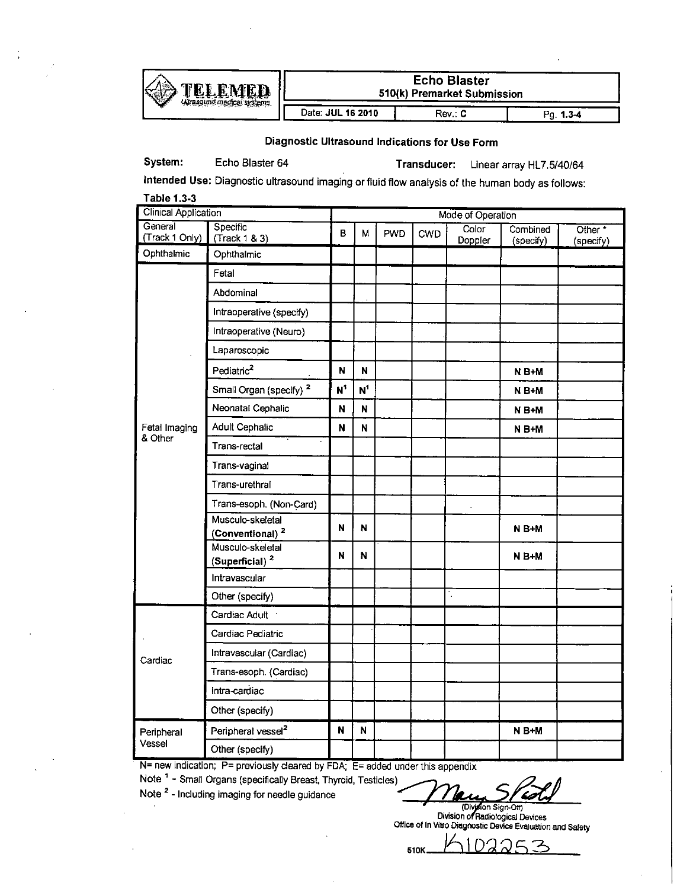| TELEMED Ultrasound medical systems | Echo Blaster 510(k) Premarket Submission | | |
|---|---|---|---|
| | Date: JUL 16 2010 | Rev.: C | Pg. 1.3-4 |

### Diagnostic Ultrasound Indications for Use Form

**System:** Echo Blaster 64 **Transducer:** Linear array HL7.5/40/64

**Intended Use:** Diagnostic ultrasound imaging or fluid flow analysis of the human body as follows:

**Table 1.3-3**

| Clinical Application | | Mode of Operation | | | | | | |
|---|---|---|---|---|---|---|---|---|
| General (Track 1 Only) | Specific (Track 1 & 3) | B | M | PWD | CWD | Color Doppler | Combined (specify) | Other * (specify) |
| Ophthalmic | Ophthalmic | | | | | | | |
| Fetal Imaging & Other | Fetal | | | | | | | |
| | Abdominal | | | | | | | |
| | Intraoperative (specify) | | | | | | | |
| | Intraoperative (Neuro) | | | | | | | |
| | Laparoscopic | | | | | | | |
| | Pediatric[2] | N | N | | | | N B+M | |
| | Small Organ (specify) [2] | N[1] | N[1] | | | | N B+M | |
| | Neonatal Cephalic | N | N | | | | N B+M | |
| | Adult Cephalic | N | N | | | | N B+M | |
| | Trans-rectal | | | | | | | |
| | Trans-vaginal | | | | | | | |
| | Trans-urethral | | | | | | | |
| | Trans-esoph. (Non-Card) | | | | | | | |
| | Musculo-skeletal (**Conventional**) [2] | N | N | | | | N B+M | |
| | Musculo-skeletal (**Superficial**) [2] | N | N | | | | N B+M | |
| | Intravascular | | | | | | | |
| | Other (specify) | | | | | | | |
| Cardiac | Cardiac Adult | | | | | | | |
| | Cardiac Pediatric | | | | | | | |
| | Intravascular (Cardiac) | | | | | | | |
| | Trans-esoph. (Cardiac) | | | | | | | |
| | Intra-cardiac | | | | | | | |
| | Other (specify) | | | | | | | |
| Peripheral Vessel | Peripheral vessel[2] | N | N | | | | N B+M | |
| | Other (specify) | | | | | | | |

N= new indication; P= previously cleared by FDA; E= added under this appendix

Note [1] - Small Organs (specifically Breast, Thyroid, Testicles)

Note [2] - Including imaging for needle guidance

(Division Sign-Off)
Division of Radiological Devices
Office of In Vitro Diagnostic Device Evaluation and Safety

510K K102253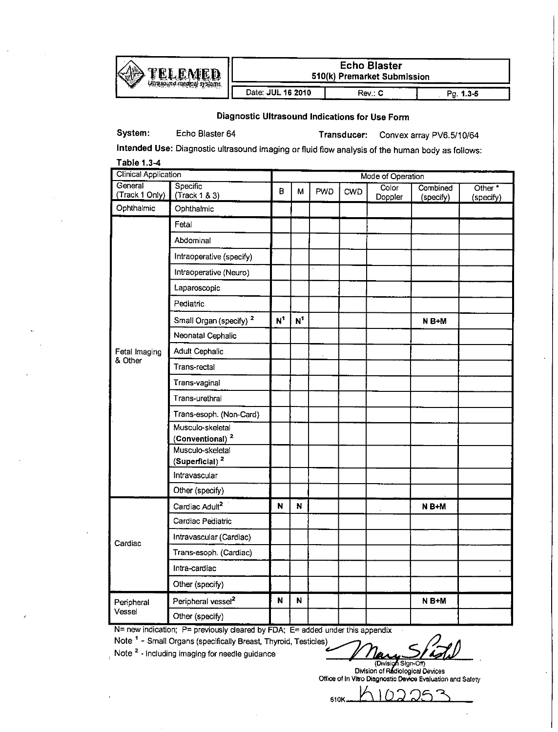TELEMED
Ultrasound medical systems

| Echo Blaster 510(k) Premarket Submission | | |
|---|---|---|
| Date: JUL 16 2010 | Rev.: C | Pg. 1.3-5 |

## Diagnostic Ultrasound Indications for Use Form

**System:** Echo Blaster 64 **Transducer:** Convex array PV6.5/10/64

**Intended Use:** Diagnostic ultrasound imaging or fluid flow analysis of the human body as follows:

**Table 1.3-4**

| Clinical Application | | Mode of Operation | | | | | | |
|---|---|---|---|---|---|---|---|---|
| General (Track 1 Only) | Specific (Track 1 & 3) | B | M | PWD | CWD | Color Doppler | Combined (specify) | Other * (specify) |
| Ophthalmic | Ophthalmic | | | | | | | |
| Fetal Imaging & Other | Fetal | | | | | | | |
| | Abdominal | | | | | | | |
| | Intraoperative (specify) | | | | | | | |
| | Intraoperative (Neuro) | | | | | | | |
| | Laparoscopic | | | | | | | |
| | Pediatric | | | | | | | |
| | Small Organ (specify) [2] | N[1] | N[1] | | | | N B+M | |
| | Neonatal Cephalic | | | | | | | |
| | Adult Cephalic | | | | | | | |
| | Trans-rectal | | | | | | | |
| | Trans-vaginal | | | | | | | |
| | Trans-urethral | | | | | | | |
| | Trans-esoph. (Non-Card) | | | | | | | |
| | Musculo-skeletal (**Conventional**) [2] | | | | | | | |
| | Musculo-skeletal (**Superficial**) [2] | | | | | | | |
| | Intravascular | | | | | | | |
| | Other (specify) | | | | | | | |
| Cardiac | Cardiac Adult[2] | N | N | | | | N B+M | |
| | Cardiac Pediatric | | | | | | | |
| | Intravascular (Cardiac) | | | | | | | |
| | Trans-esoph. (Cardiac) | | | | | | | |
| | Intra-cardiac | | | | | | | |
| | Other (specify) | | | | | | | |
| Peripheral Vessel | Peripheral vessel[2] | N | N | | | | N B+M | |
| | Other (specify) | | | | | | | |

N= new indication; P= previously cleared by FDA; E= added under this appendix

Note [1] - Small Organs (specifically Breast, Thyroid, Testicles)

Note [2] - Including imaging for needle guidance

(Division Sign-Off)
Division of Radiological Devices
Office of In Vitro Diagnostic Device Evaluation and Safety

510K K102253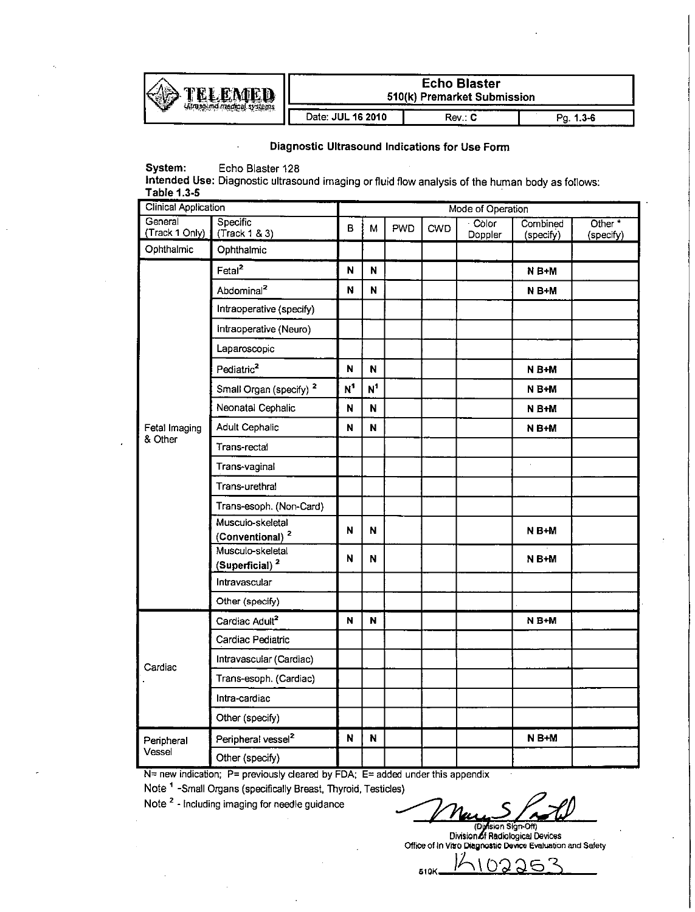| TELEMED Ultrasound medical systems | Echo Blaster 510(k) Premarket Submission | | |
|---|---|---|---|
| | Date: JUL 16 2010 | Rev.: C | Pg. 1.3-6 |

## Diagnostic Ultrasound Indications for Use Form

**System:** Echo Blaster 128

**Intended Use:** Diagnostic ultrasound imaging or fluid flow analysis of the human body as follows:

**Table 1.3-5**

| Clinical Application | | Mode of Operation | | | | | | |
|---|---|---|---|---|---|---|---|---|
| General (Track 1 Only) | Specific (Track 1 & 3) | B | M | PWD | CWD | Color Doppler | Combined (specify) | Other * (specify) |
| Ophthalmic | Ophthalmic | | | | | | | |
| Fetal Imaging & Other | Fetal[2] | **N** | **N** | | | | **N B+M** | |
| | Abdominal[2] | **N** | **N** | | | | **N B+M** | |
| | Intraoperative (specify) | | | | | | | |
| | Intraoperative (Neuro) | | | | | | | |
| | Laparoscopic | | | | | | | |
| | Pediatric[2] | **N** | **N** | | | | **N B+M** | |
| | Small Organ (specify) [2] | **N[1]** | **N[1]** | | | | **N B+M** | |
| | Neonatal Cephalic | **N** | **N** | | | | **N B+M** | |
| | Adult Cephalic | **N** | **N** | | | | **N B+M** | |
| | Trans-rectal | | | | | | | |
| | Trans-vaginal | | | | | | | |
| | Trans-urethral | | | | | | | |
| | Trans-esoph. (Non-Card) | | | | | | | |
| | Musculo-skeletal (**Conventional**) [2] | **N** | **N** | | | | **N B+M** | |
| | Musculo-skeletal (**Superficial**) [2] | **N** | **N** | | | | **N B+M** | |
| | Intravascular | | | | | | | |
| | Other (specify) | | | | | | | |
| Cardiac | Cardiac Adult[2] | **N** | **N** | | | | **N B+M** | |
| | Cardiac Pediatric | | | | | | | |
| | Intravascular (Cardiac) | | | | | | | |
| | Trans-esoph. (Cardiac) | | | | | | | |
| | Intra-cardiac | | | | | | | |
| | Other (specify) | | | | | | | |
| Peripheral Vessel | Peripheral vessel[2] | **N** | **N** | | | | **N B+M** | |
| | Other (specify) | | | | | | | |

N= new indication; P= previously cleared by FDA; E= added under this appendix

Note [1] -Small Organs (specifically Breast, Thyroid, Testicles)

Note [2] - Including imaging for needle guidance

(Division Sign-Off)
Division of Radiological Devices
Office of In Vitro Diagnostic Device Evaluation and Safety

510K K102253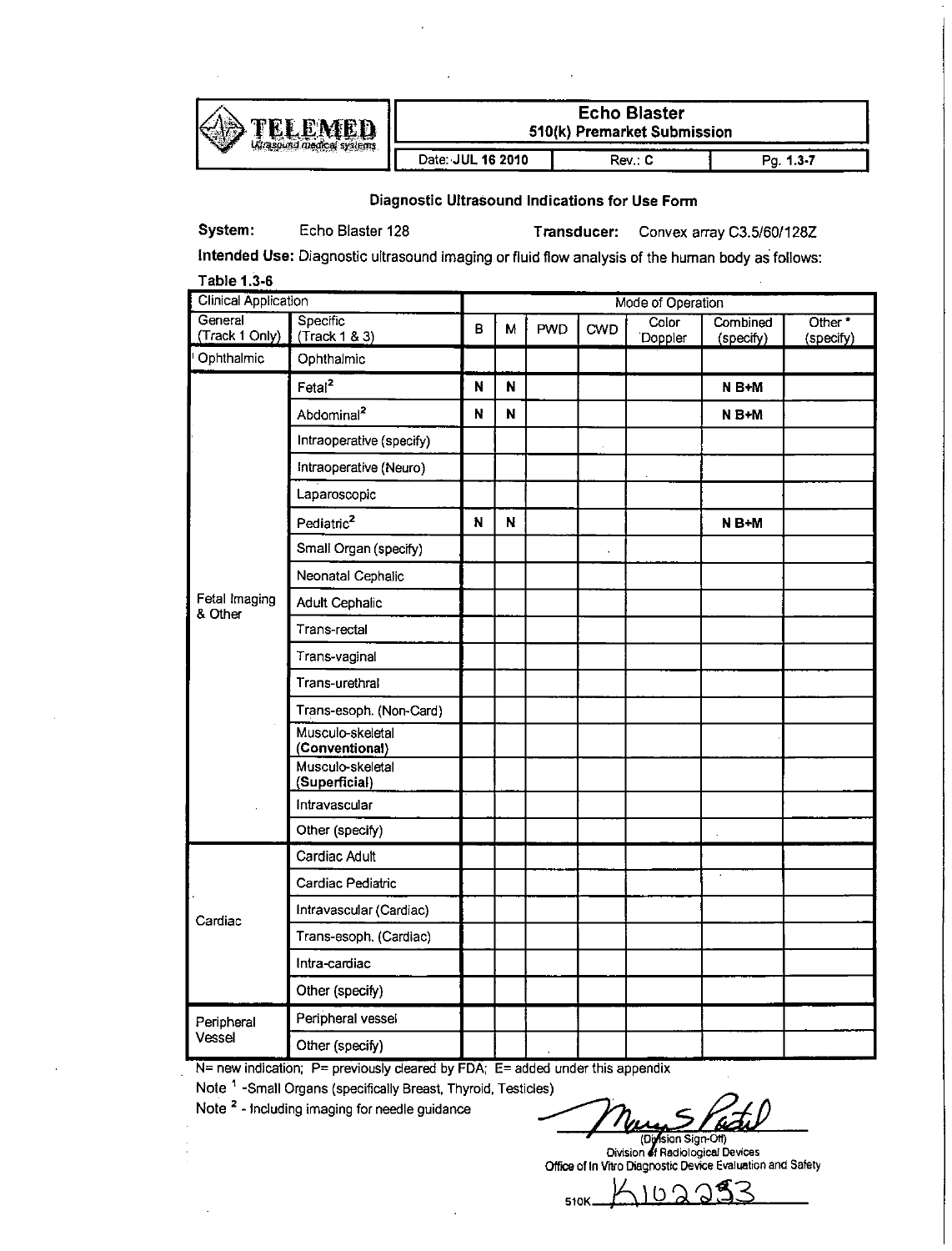| TELEMED Ultrasound medical systems | Echo Blaster 510(k) Premarket Submission | | |
|---|---|---|---|
| | Date: JUL 16 2010 | Rev.: C | Pg. 1.3-7 |

### Diagnostic Ultrasound Indications for Use Form

**System:** Echo Blaster 128 **Transducer:** Convex array C3.5/60/128Z

**Intended Use:** Diagnostic ultrasound imaging or fluid flow analysis of the human body as follows:

**Table 1.3-6**

| Clinical Application | | Mode of Operation | | | | | | |
|---|---|---|---|---|---|---|---|---|
| General (Track 1 Only) | Specific (Track 1 & 3) | B | M | PWD | CWD | Color Doppler | Combined (specify) | Other * (specify) |
| Ophthalmic | Ophthalmic | | | | | | | |
| Fetal Imaging & Other | Fetal[2] | N | N | | | | N B+M | |
| | Abdominal[2] | N | N | | | | N B+M | |
| | Intraoperative (specify) | | | | | | | |
| | Intraoperative (Neuro) | | | | | | | |
| | Laparoscopic | | | | | | | |
| | Pediatric[2] | N | N | | | | N B+M | |
| | Small Organ (specify) | | | | | | | |
| | Neonatal Cephalic | | | | | | | |
| | Adult Cephalic | | | | | | | |
| | Trans-rectal | | | | | | | |
| | Trans-vaginal | | | | | | | |
| | Trans-urethral | | | | | | | |
| | Trans-esoph. (Non-Card) | | | | | | | |
| | Musculo-skeletal (**Conventional**) | | | | | | | |
| | Musculo-skeletal (**Superficial**) | | | | | | | |
| | Intravascular | | | | | | | |
| | Other (specify) | | | | | | | |
| Cardiac | Cardiac Adult | | | | | | | |
| | Cardiac Pediatric | | | | | | | |
| | Intravascular (Cardiac) | | | | | | | |
| | Trans-esoph. (Cardiac) | | | | | | | |
| | Intra-cardiac | | | | | | | |
| | Other (specify) | | | | | | | |
| Peripheral Vessel | Peripheral vessel | | | | | | | |
| | Other (specify) | | | | | | | |

N= new indication; P= previously cleared by FDA; E= added under this appendix

Note [1] -Small Organs (specifically Breast, Thyroid, Testicles)

Note [2] - Including imaging for needle guidance

(Division Sign-Off)
Division of Radiological Devices
Office of In Vitro Diagnostic Device Evaluation and Safety

510K K102283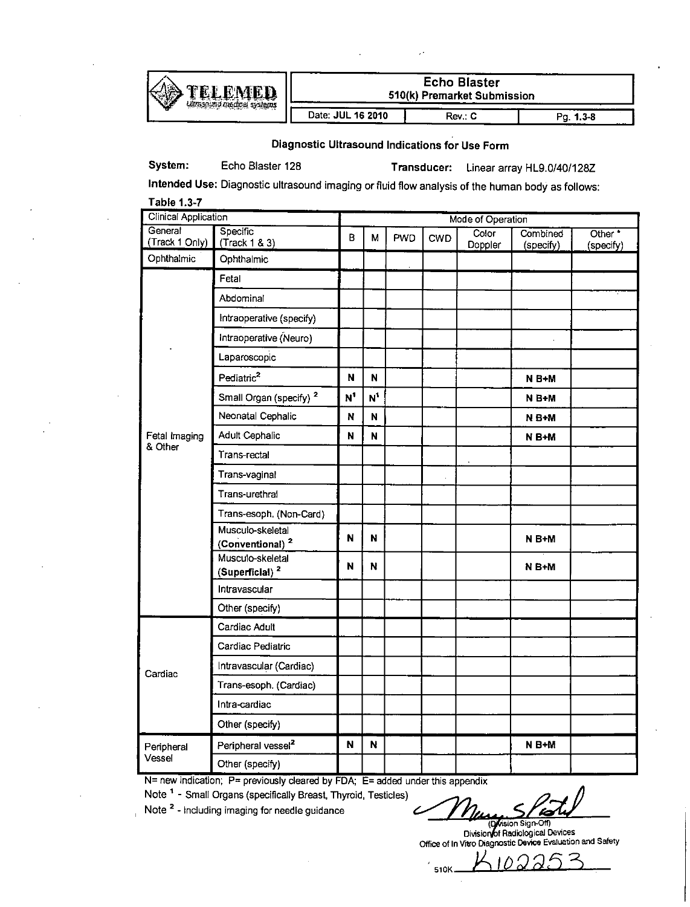TELEMED
Ultrasound medical systems

**Echo Blaster**
**510(k) Premarket Submission**

Date: **JUL 16 2010** | Rev.: C | Pg. **1.3-8**

### Diagnostic Ultrasound Indications for Use Form

**System:** Echo Blaster 128 **Transducer:** Linear array HL9.0/40/128Z

**Intended Use:** Diagnostic ultrasound imaging or fluid flow analysis of the human body as follows:

**Table 1.3-7**

| Clinical Application | | Mode of Operation | | | | | | |
|---|---|---|---|---|---|---|---|---|
| General (Track 1 Only) | Specific (Track 1 & 3) | B | M | PWD | CWD | Color Doppler | Combined (specify) | Other * (specify) |
| Ophthalmic | Ophthalmic | | | | | | | |
| Fetal Imaging & Other | Fetal | | | | | | | |
| | Abdominal | | | | | | | |
| | Intraoperative (specify) | | | | | | | |
| | Intraoperative (Neuro) | | | | | | | |
| | Laparoscopic | | | | | | | |
| | Pediatric[2] | N | N | | | | N B+M | |
| | Small Organ (specify) [2] | N[1] | N[1] | | | | N B+M | |
| | Neonatal Cephalic | N | N | | | | N B+M | |
| | Adult Cephalic | N | N | | | | N B+M | |
| | Trans-rectal | | | | | | | |
| | Trans-vaginal | | | | | | | |
| | Trans-urethral | | | | | | | |
| | Trans-esoph. (Non-Card) | | | | | | | |
| | Musculo-skeletal (**Conventional**) [2] | N | N | | | | N B+M | |
| | Musculo-skeletal (**Superficial**) [2] | N | N | | | | N B+M | |
| | Intravascular | | | | | | | |
| | Other (specify) | | | | | | | |
| Cardiac | Cardiac Adult | | | | | | | |
| | Cardiac Pediatric | | | | | | | |
| | Intravascular (Cardiac) | | | | | | | |
| | Trans-esoph. (Cardiac) | | | | | | | |
| | Intra-cardiac | | | | | | | |
| | Other (specify) | | | | | | | |
| Peripheral Vessel | Peripheral vessel[2] | N | N | | | | N B+M | |
| | Other (specify) | | | | | | | |

N= new indication; P= previously cleared by FDA; E= added under this appendix

Note [1] - Small Organs (specifically Breast, Thyroid, Testicles)

Note [2] - Including imaging for needle guidance

(Division Sign-Off)
Division of Radiological Devices
Office of In Vitro Diagnostic Device Evaluation and Safety

510K K102253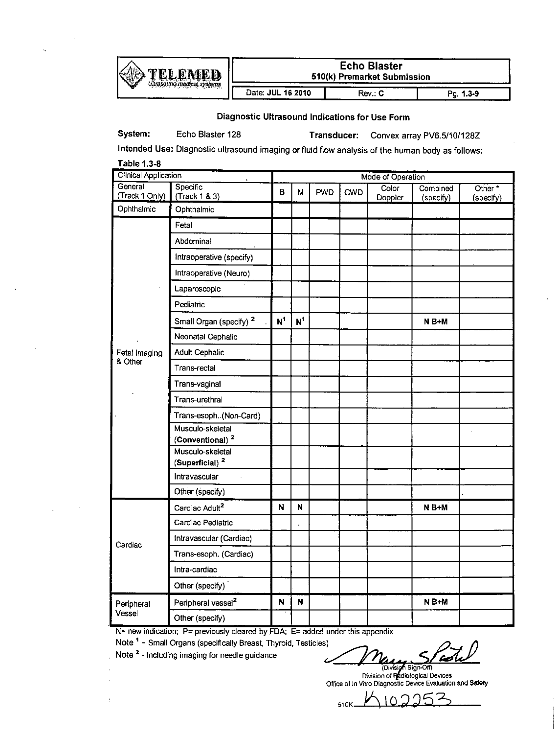| TELEMED Ultrasound medical systems | Echo Blaster 510(k) Premarket Submission | | |
|---|---|---|---|
| | Date: JUL 16 2010 | Rev.: C | Pg. 1.3-9 |

## Diagnostic Ultrasound Indications for Use Form

**System:** Echo Blaster 128 **Transducer:** Convex array PV6.5/10/128Z

**Intended Use:** Diagnostic ultrasound imaging or fluid flow analysis of the human body as follows:

**Table 1.3-8**

| Clinical Application | | Mode of Operation | | | | | | |
|---|---|---|---|---|---|---|---|---|
| General (Track 1 Only) | Specific (Track 1 & 3) | B | M | PWD | CWD | Color Doppler | Combined (specify) | Other * (specify) |
| Ophthalmic | Ophthalmic | | | | | | | |
| Fetal Imaging & Other | Fetal | | | | | | | |
| | Abdominal | | | | | | | |
| | Intraoperative (specify) | | | | | | | |
| | Intraoperative (Neuro) | | | | | | | |
| | Laparoscopic | | | | | | | |
| | Pediatric | | | | | | | |
| | Small Organ (specify) [2] | N[1] | N[1] | | | | N B+M | |
| | Neonatal Cephalic | | | | | | | |
| | Adult Cephalic | | | | | | | |
| | Trans-rectal | | | | | | | |
| | Trans-vaginal | | | | | | | |
| | Trans-urethral | | | | | | | |
| | Trans-esoph. (Non-Card) | | | | | | | |
| | Musculo-skeletal (**Conventional**) [2] | | | | | | | |
| | Musculo-skeletal (**Superficial**) [2] | | | | | | | |
| | Intravascular | | | | | | | |
| | Other (specify) | | | | | | | |
| Cardiac | Cardiac Adult[2] | N | N | | | | N B+M | |
| | Cardiac Pediatric | | | | | | | |
| | Intravascular (Cardiac) | | | | | | | |
| | Trans-esoph. (Cardiac) | | | | | | | |
| | Intra-cardiac | | | | | | | |
| | Other (specify) | | | | | | | |
| Peripheral Vessel | Peripheral vessel[2] | N | N | | | | N B+M | |
| | Other (specify) | | | | | | | |

N= new indication; P= previously cleared by FDA; E= added under this appendix

Note [1] - Small Organs (specifically Breast, Thyroid, Testicles)

Note [2] - Including imaging for needle guidance

(Division Sign-Off)
Division of Radiological Devices
Office of In Vitro Diagnostic Device Evaluation and Safety

510K K102253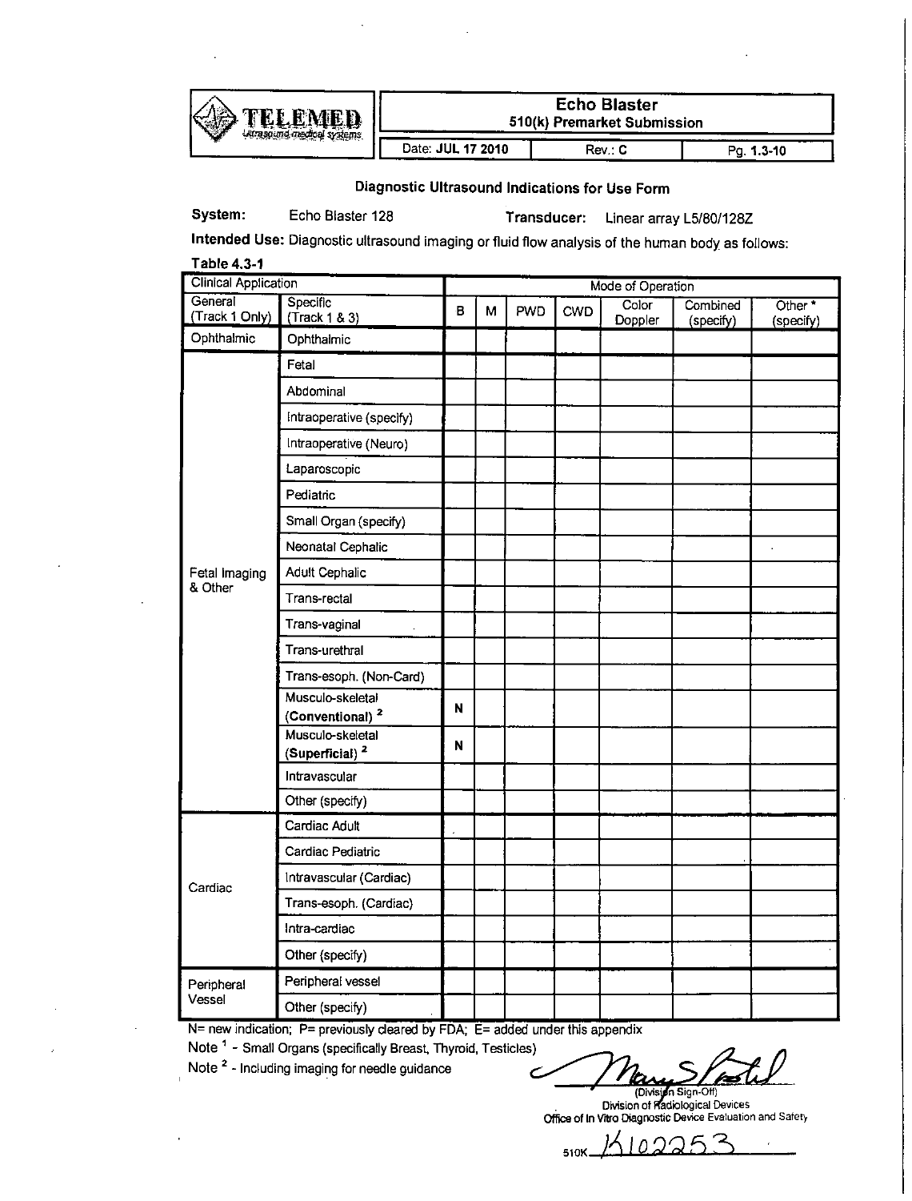| | |
|---|---|
| TELEMED Ultrasound medical systems | **Echo Blaster** **510(k) Premarket Submission** |
| | Date: **JUL 17 2010** / Rev.: C / Pg. **1.3-10** |

### Diagnostic Ultrasound Indications for Use Form

**System:** Echo Blaster 128 **Transducer:** Linear array L5/80/128Z

**Intended Use:** Diagnostic ultrasound imaging or fluid flow analysis of the human body as follows:

**Table 4.3-1**

| Clinical Application | | Mode of Operation | | | | | | |
|---|---|---|---|---|---|---|---|---|
| General (Track 1 Only) | Specific (Track 1 & 3) | B | M | PWD | CWD | Color Doppler | Combined (specify) | Other * (specify) |
| Ophthalmic | Ophthalmic | | | | | | | |
| Fetal Imaging & Other | Fetal | | | | | | | |
| | Abdominal | | | | | | | |
| | Intraoperative (specify) | | | | | | | |
| | Intraoperative (Neuro) | | | | | | | |
| | Laparoscopic | | | | | | | |
| | Pediatric | | | | | | | |
| | Small Organ (specify) | | | | | | | |
| | Neonatal Cephalic | | | | | | | |
| | Adult Cephalic | | | | | | | |
| | Trans-rectal | | | | | | | |
| | Trans-vaginal | | | | | | | |
| | Trans-urethral | | | | | | | |
| | Trans-esoph. (Non-Card) | | | | | | | |
| | Musculo-skeletal (**Conventional**) [2] | N | | | | | | |
| | Musculo-skeletal (**Superficial**) [2] | N | | | | | | |
| | Intravascular | | | | | | | |
| | Other (specify) | | | | | | | |
| Cardiac | Cardiac Adult | | | | | | | |
| | Cardiac Pediatric | | | | | | | |
| | Intravascular (Cardiac) | | | | | | | |
| | Trans-esoph. (Cardiac) | | | | | | | |
| | Intra-cardiac | | | | | | | |
| | Other (specify) | | | | | | | |
| Peripheral Vessel | Peripheral vessel | | | | | | | |
| | Other (specify) | | | | | | | |

N= new indication; P= previously cleared by FDA; E= added under this appendix

Note [1] - Small Organs (specifically Breast, Thyroid, Testicles)

Note [2] - Including imaging for needle guidance

(Division Sign-Off)
Division of Radiological Devices
Office of In Vitro Diagnostic Device Evaluation and Safety

510K K102253